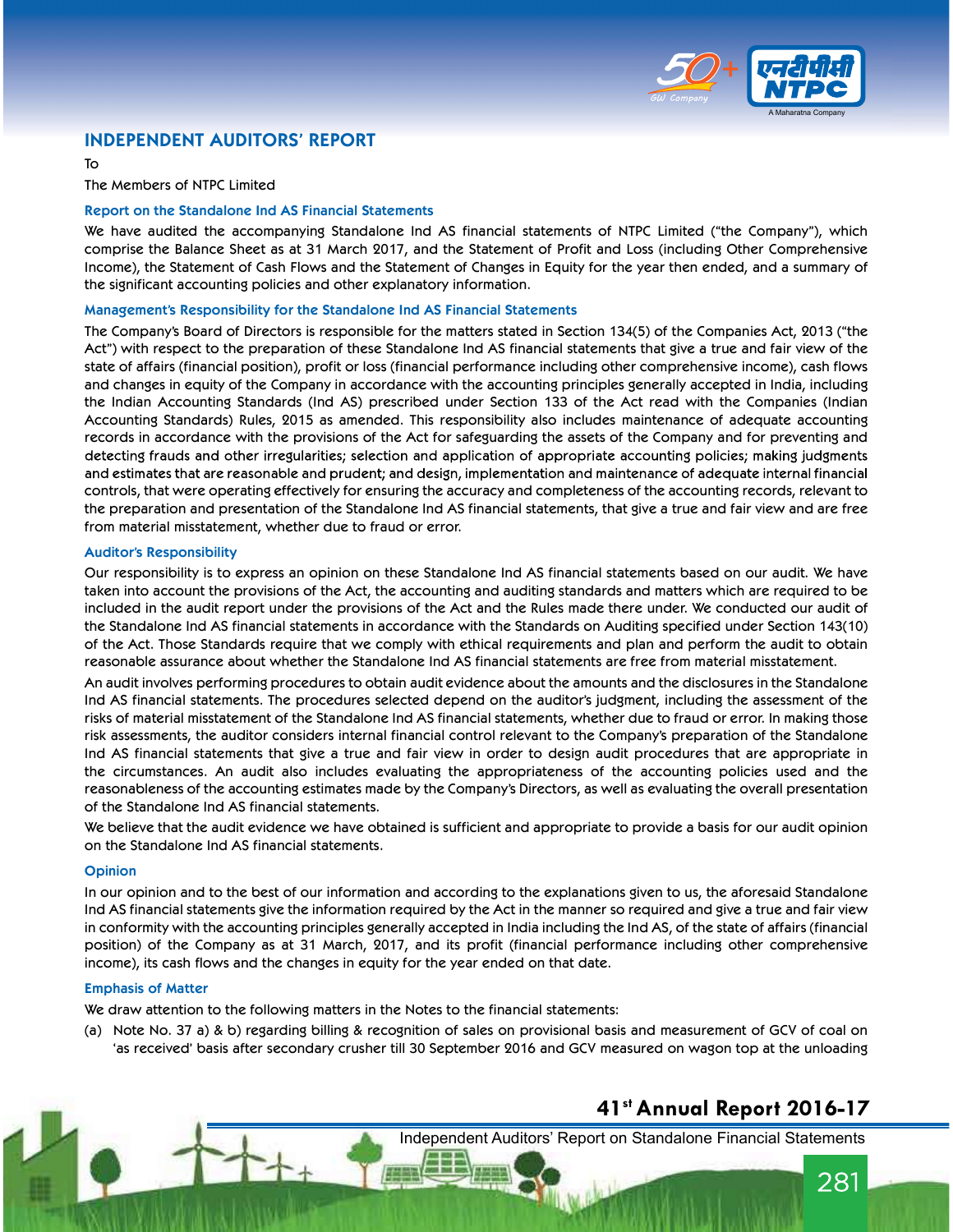# INDEPENDENT AUDITORS' REPORT

To

The Members of NTPC Limited

## Report on the Standalone Ind AS Financial Statements

We have audited the accompanying Standalone Ind AS financial statements of NTPC Limited ("the Company"), which comprise the Balance Sheet as at 31 March 2017, and the Statement of Profit and Loss (including Other Comprehensive Income), the Statement of Cash Flows and the Statement of Changes in Equity for the year then ended, and a summary of the significant accounting policies and other explanatory information.

## Management's Responsibility for the Standalone Ind AS Financial Statements

The Company's Board of Directors is responsible for the matters stated in Section 134(5) of the Companies Act, 2013 ("the Act") with respect to the preparation of these Standalone Ind AS financial statements that give a true and fair view of the state of affairs (financial position), profit or loss (financial performance including other comprehensive income), cash flows and changes in equity of the Company in accordance with the accounting principles generally accepted in India, including the Indian Accounting Standards (Ind AS) prescribed under Section 133 of the Act read with the Companies (Indian Accounting Standards) Rules, 2015 as amended. This responsibility also includes maintenance of adequate accounting records in accordance with the provisions of the Act for safeguarding the assets of the Company and for preventing and detecting frauds and other irregularities; selection and application of appropriate accounting policies; making judgments and estimates that are reasonable and prudent; and design, implementation and maintenance of adequate internal financial controls, that were operating effectively for ensuring the accuracy and completeness of the accounting records, relevant to the preparation and presentation of the Standalone Ind AS financial statements, that give a true and fair view and are free from material misstatement, whether due to fraud or error.

## Auditor's Responsibility

Our responsibility is to express an opinion on these Standalone Ind AS financial statements based on our audit. We have taken into account the provisions of the Act, the accounting and auditing standards and matters which are required to be included in the audit report under the provisions of the Act and the Rules made there under. We conducted our audit of the Standalone Ind AS financial statements in accordance with the Standards on Auditing specified under Section 143(10) of the Act. Those Standards require that we comply with ethical requirements and plan and perform the audit to obtain reasonable assurance about whether the Standalone Ind AS financial statements are free from material misstatement.

An audit involves performing procedures to obtain audit evidence about the amounts and the disclosures in the Standalone Ind AS financial statements. The procedures selected depend on the auditor's judgment, including the assessment of the risks of material misstatement of the Standalone Ind AS financial statements, whether due to fraud or error. In making those risk assessments, the auditor considers internal financial control relevant to the Company's preparation of the Standalone Ind AS financial statements that give a true and fair view in order to design audit procedures that are appropriate in the circumstances. An audit also includes evaluating the appropriateness of the accounting policies used and the reasonableness of the accounting estimates made by the Company's Directors, as well as evaluating the overall presentation of the Standalone Ind AS financial statements.

We believe that the audit evidence we have obtained is sufficient and appropriate to provide a basis for our audit opinion on the Standalone Ind AS financial statements.

## Opinion

In our opinion and to the best of our information and according to the explanations given to us, the aforesaid Standalone Ind AS financial statements give the information required by the Act in the manner so required and give a true and fair view in conformity with the accounting principles generally accepted in India including the Ind AS, of the state of affairs (financial position) of the Company as at 31 March, 2017, and its profit (financial performance including other comprehensive income), its cash flows and the changes in equity for the year ended on that date.

## Emphasis of Matter

We draw attention to the following matters in the Notes to the financial statements:

(a) Note No. 37 a) & b) regarding billing & recognition of sales on provisional basis and measurement of GCV of coal on 'as received' basis after secondary crusher till 30 September 2016 and GCV measured on wagon top at the unloading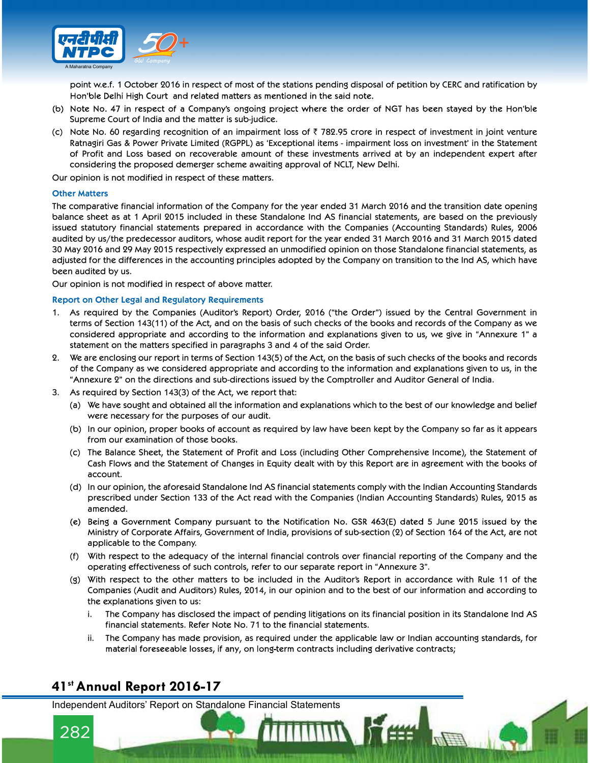point w.e.f. 1 October 2016 in respect of most of the stations pending disposal of petition by CERC and ratification by Hon'ble Delhi High Court and related matters as mentioned in the said note.

(b) Note No. 47 in respect of a Company's ongoing project where the order of NGT has been stayed by the Hon'ble Supreme Court of India and the matter is sub-judice.

(c) Note No. 60 regarding recognition of an impairment loss of ₹ 782.95 crore in respect of investment in joint venture Ratnagiri Gas & Power Private Limited (RGPPL) as 'Exceptional items - impairment loss on investment' in the Statement of Profit and Loss based on recoverable amount of these investments arrived at by an independent expert after considering the proposed demerger scheme awaiting approval of NCLT, New Delhi.

Our opinion is not modified in respect of these matters.

### Other Matters

The comparative financial information of the Company for the year ended 31 March 2016 and the transition date opening balance sheet as at 1 April 2015 included in these Standalone Ind AS financial statements, are based on the previously issued statutory financial statements prepared in accordance with the Companies (Accounting Standards) Rules, 2006 audited by us/the predecessor auditors, whose audit report for the year ended 31 March 2016 and 31 March 2015 dated 30 May 2016 and 29 May 2015 respectively expressed an unmodified opinion on those Standalone financial statements, as adjusted for the differences in the accounting principles adopted by the Company on transition to the Ind AS, which have been audited by us.

Our opinion is not modified in respect of above matter.

### Report on Other Legal and Regulatory Requirements

1. As required by the Companies (Auditor's Report) Order, 2016 ("the Order") issued by the Central Government in terms of Section 143(11) of the Act, and on the basis of such checks of the books and records of the Company as we considered appropriate and according to the information and explanations given to us, we give in "Annexure 1" a statement on the matters specified in paragraphs 3 and 4 of the said Order.
2. We are enclosing our report in terms of Section 143(5) of the Act, on the basis of such checks of the books and records of the Company as we considered appropriate and according to the information and explanations given to us, in the "Annexure 2" on the directions and sub-directions issued by the Comptroller and Auditor General of India.
3. As required by Section 143(3) of the Act, we report that:
   (a) We have sought and obtained all the information and explanations which to the best of our knowledge and belief were necessary for the purposes of our audit.
   (b) In our opinion, proper books of account as required by law have been kept by the Company so far as it appears from our examination of those books.
   (c) The Balance Sheet, the Statement of Profit and Loss (including Other Comprehensive Income), the Statement of Cash Flows and the Statement of Changes in Equity dealt with by this Report are in agreement with the books of account.
   (d) In our opinion, the aforesaid Standalone Ind AS financial statements comply with the Indian Accounting Standards prescribed under Section 133 of the Act read with the Companies (Indian Accounting Standards) Rules, 2015 as amended.
   (e) Being a Government Company pursuant to the Notification No. GSR 463(E) dated 5 June 2015 issued by the Ministry of Corporate Affairs, Government of India, provisions of sub-section (2) of Section 164 of the Act, are not applicable to the Company.
   (f) With respect to the adequacy of the internal financial controls over financial reporting of the Company and the operating effectiveness of such controls, refer to our separate report in "Annexure 3".
   (g) With respect to the other matters to be included in the Auditor's Report in accordance with Rule 11 of the Companies (Audit and Auditors) Rules, 2014, in our opinion and to the best of our information and according to the explanations given to us:
      i. The Company has disclosed the impact of pending litigations on its financial position in its Standalone Ind AS financial statements. Refer Note No. 71 to the financial statements.
      ii. The Company has made provision, as required under the applicable law or Indian accounting standards, for material foreseeable losses, if any, on long-term contracts including derivative contracts;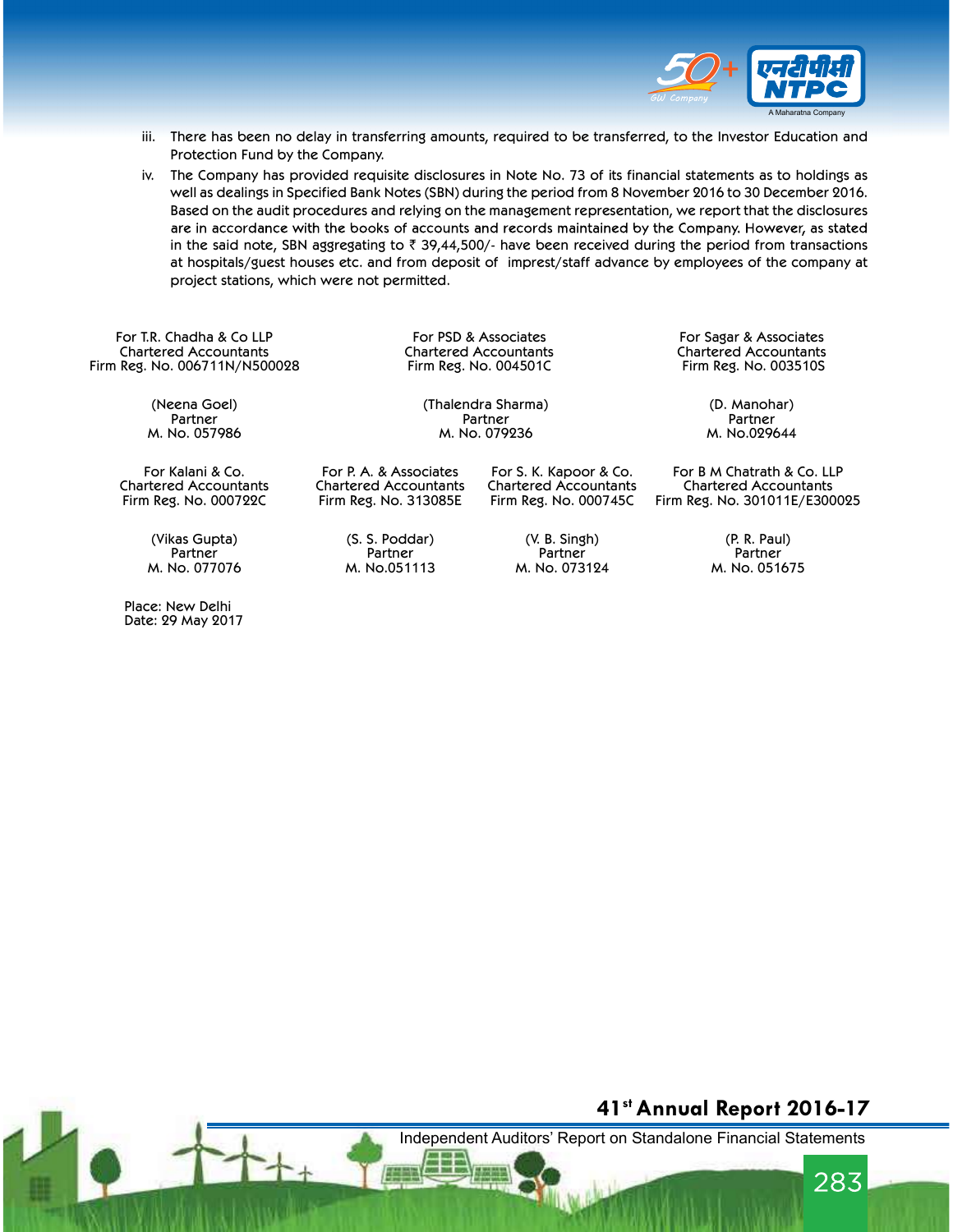iii. There has been no delay in transferring amounts, required to be transferred, to the Investor Education and Protection Fund by the Company.

iv. The Company has provided requisite disclosures in Note No. 73 of its financial statements as to holdings as well as dealings in Specified Bank Notes (SBN) during the period from 8 November 2016 to 30 December 2016. Based on the audit procedures and relying on the management representation, we report that the disclosures are in accordance with the books of accounts and records maintained by the Company. However, as stated in the said note, SBN aggregating to ₹ 39,44,500/- have been received during the period from transactions at hospitals/guest houses etc. and from deposit of imprest/staff advance by employees of the company at project stations, which were not permitted.

For T.R. Chadha & Co LLP
Chartered Accountants
Firm Reg. No. 006711N/N500028

(Neena Goel)
Partner
M. No. 057986

For PSD & Associates
Chartered Accountants
Firm Reg. No. 004501C

(Thalendra Sharma)
Partner
M. No. 079236

For Sagar & Associates
Chartered Accountants
Firm Reg. No. 003510S

(D. Manohar)
Partner
M. No.029644

For Kalani & Co.
Chartered Accountants
Firm Reg. No. 000722C

(Vikas Gupta)
Partner
M. No. 077076

For P. A. & Associates
Chartered Accountants
Firm Reg. No. 313085E

(S. S. Poddar)
Partner
M. No.051113

For S. K. Kapoor & Co.
Chartered Accountants
Firm Reg. No. 000745C

(V. B. Singh)
Partner
M. No. 073124

For B M Chatrath & Co. LLP
Chartered Accountants
Firm Reg. No. 301011E/E300025

(P. R. Paul)
Partner
M. No. 051675

Place: New Delhi
Date: 29 May 2017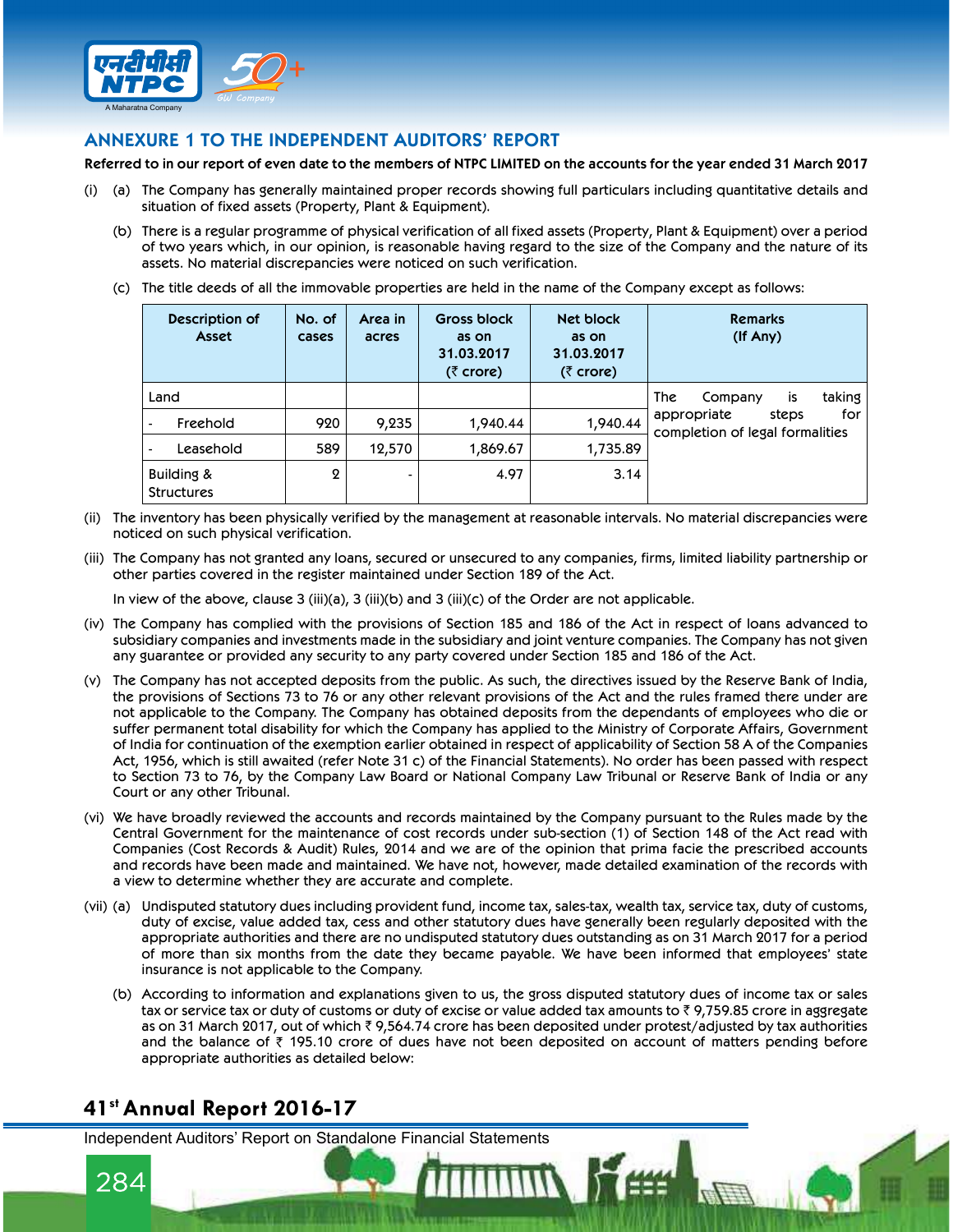## ANNEXURE 1 TO THE INDEPENDENT AUDITORS' REPORT

**Referred to in our report of even date to the members of NTPC LIMITED on the accounts for the year ended 31 March 2017**

(i) (a) The Company has generally maintained proper records showing full particulars including quantitative details and situation of fixed assets (Property, Plant & Equipment).

(b) There is a regular programme of physical verification of all fixed assets (Property, Plant & Equipment) over a period of two years which, in our opinion, is reasonable having regard to the size of the Company and the nature of its assets. No material discrepancies were noticed on such verification.

(c) The title deeds of all the immovable properties are held in the name of the Company except as follows:

| Description of Asset | No. of cases | Area in acres | Gross block as on 31.03.2017 (₹ crore) | Net block as on 31.03.2017 (₹ crore) | Remarks (If Any) |
|---|---|---|---|---|---|
| Land | | | | | The Company is taking appropriate steps for completion of legal formalities |
| - Freehold | 920 | 9,235 | 1,940.44 | 1,940.44 | |
| - Leasehold | 589 | 12,570 | 1,869.67 | 1,735.89 | |
| Building & Structures | 2 | - | 4.97 | 3.14 | |

(ii) The inventory has been physically verified by the management at reasonable intervals. No material discrepancies were noticed on such physical verification.

(iii) The Company has not granted any loans, secured or unsecured to any companies, firms, limited liability partnership or other parties covered in the register maintained under Section 189 of the Act.

In view of the above, clause 3 (iii)(a), 3 (iii)(b) and 3 (iii)(c) of the Order are not applicable.

(iv) The Company has complied with the provisions of Section 185 and 186 of the Act in respect of loans advanced to subsidiary companies and investments made in the subsidiary and joint venture companies. The Company has not given any guarantee or provided any security to any party covered under Section 185 and 186 of the Act.

(v) The Company has not accepted deposits from the public. As such, the directives issued by the Reserve Bank of India, the provisions of Sections 73 to 76 or any other relevant provisions of the Act and the rules framed there under are not applicable to the Company. The Company has obtained deposits from the dependants of employees who die or suffer permanent total disability for which the Company has applied to the Ministry of Corporate Affairs, Government of India for continuation of the exemption earlier obtained in respect of applicability of Section 58 A of the Companies Act, 1956, which is still awaited (refer Note 31 c) of the Financial Statements). No order has been passed with respect to Section 73 to 76, by the Company Law Board or National Company Law Tribunal or Reserve Bank of India or any Court or any other Tribunal.

(vi) We have broadly reviewed the accounts and records maintained by the Company pursuant to the Rules made by the Central Government for the maintenance of cost records under sub-section (1) of Section 148 of the Act read with Companies (Cost Records & Audit) Rules, 2014 and we are of the opinion that prima facie the prescribed accounts and records have been made and maintained. We have not, however, made detailed examination of the records with a view to determine whether they are accurate and complete.

(vii) (a) Undisputed statutory dues including provident fund, income tax, sales-tax, wealth tax, service tax, duty of customs, duty of excise, value added tax, cess and other statutory dues have generally been regularly deposited with the appropriate authorities and there are no undisputed statutory dues outstanding as on 31 March 2017 for a period of more than six months from the date they became payable. We have been informed that employees' state insurance is not applicable to the Company.

(b) According to information and explanations given to us, the gross disputed statutory dues of income tax or sales tax or service tax or duty of customs or duty of excise or value added tax amounts to ₹ 9,759.85 crore in aggregate as on 31 March 2017, out of which ₹ 9,564.74 crore has been deposited under protest/adjusted by tax authorities and the balance of ₹ 195.10 crore of dues have not been deposited on account of matters pending before appropriate authorities as detailed below: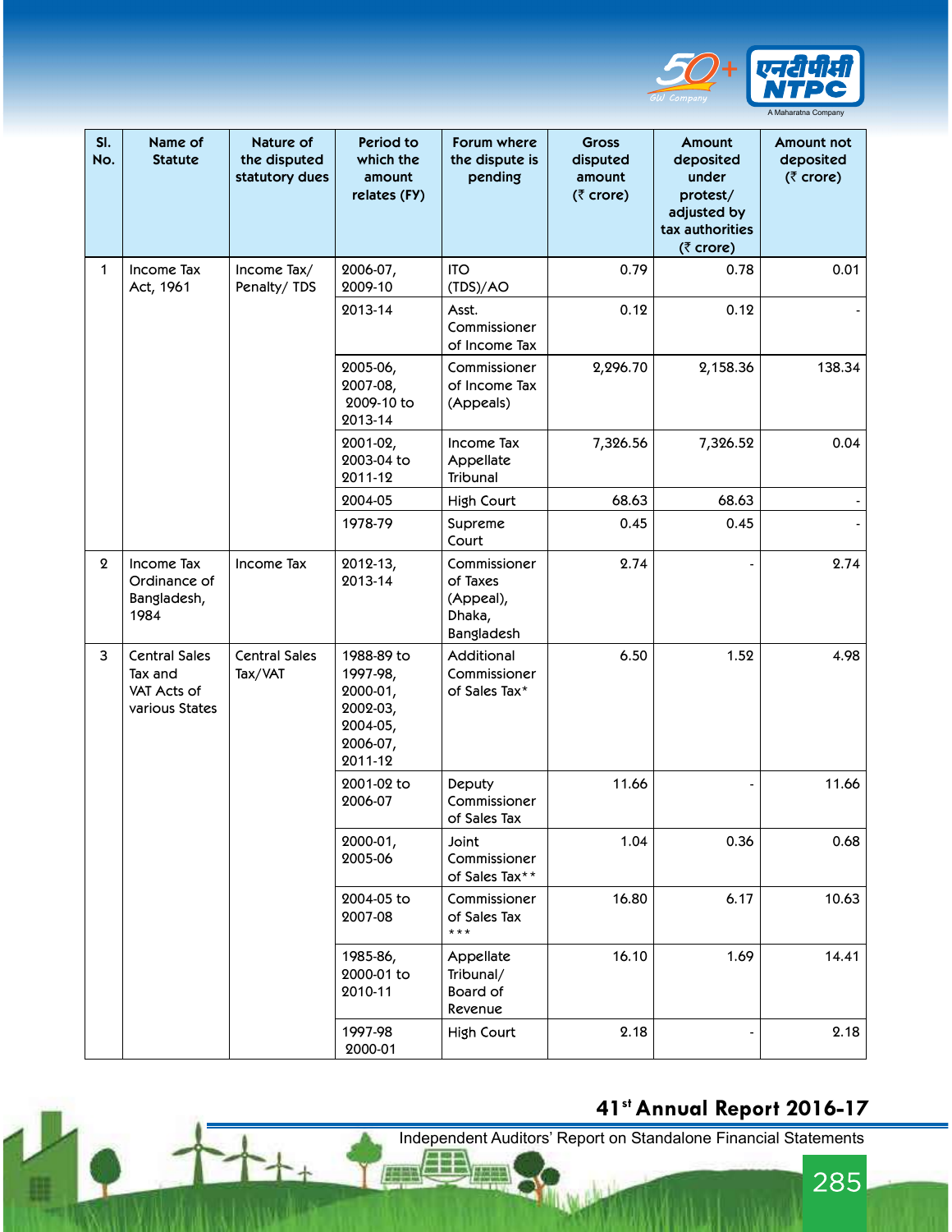| Sl. No. | Name of Statute | Nature of the disputed statutory dues | Period to which the amount relates (FY) | Forum where the dispute is pending | Gross disputed amount (₹ crore) | Amount deposited under protest/ adjusted by tax authorities (₹ crore) | Amount not deposited (₹ crore) |
|---|---|---|---|---|---|---|---|
| 1 | Income Tax Act, 1961 | Income Tax/ Penalty/ TDS | 2006-07, 2009-10 | ITO (TDS)/AO | 0.79 | 0.78 | 0.01 |
| | | | 2013-14 | Asst. Commissioner of Income Tax | 0.12 | 0.12 | - |
| | | | 2005-06, 2007-08, 2009-10 to 2013-14 | Commissioner of Income Tax (Appeals) | 2,296.70 | 2,158.36 | 138.34 |
| | | | 2001-02, 2003-04 to 2011-12 | Income Tax Appellate Tribunal | 7,326.56 | 7,326.52 | 0.04 |
| | | | 2004-05 | High Court | 68.63 | 68.63 | - |
| | | | 1978-79 | Supreme Court | 0.45 | 0.45 | - |
| 2 | Income Tax Ordinance of Bangladesh, 1984 | Income Tax | 2012-13, 2013-14 | Commissioner of Taxes (Appeal), Dhaka, Bangladesh | 2.74 | - | 2.74 |
| 3 | Central Sales Tax and VAT Acts of various States | Central Sales Tax/VAT | 1988-89 to 1997-98, 2000-01, 2002-03, 2004-05, 2006-07, 2011-12 | Additional Commissioner of Sales Tax* | 6.50 | 1.52 | 4.98 |
| | | | 2001-02 to 2006-07 | Deputy Commissioner of Sales Tax | 11.66 | - | 11.66 |
| | | | 2000-01, 2005-06 | Joint Commissioner of Sales Tax** | 1.04 | 0.36 | 0.68 |
| | | | 2004-05 to 2007-08 | Commissioner of Sales Tax *** | 16.80 | 6.17 | 10.63 |
| | | | 1985-86, 2000-01 to 2010-11 | Appellate Tribunal/ Board of Revenue | 16.10 | 1.69 | 14.41 |
| | | | 1997-98 2000-01 | High Court | 2.18 | - | 2.18 |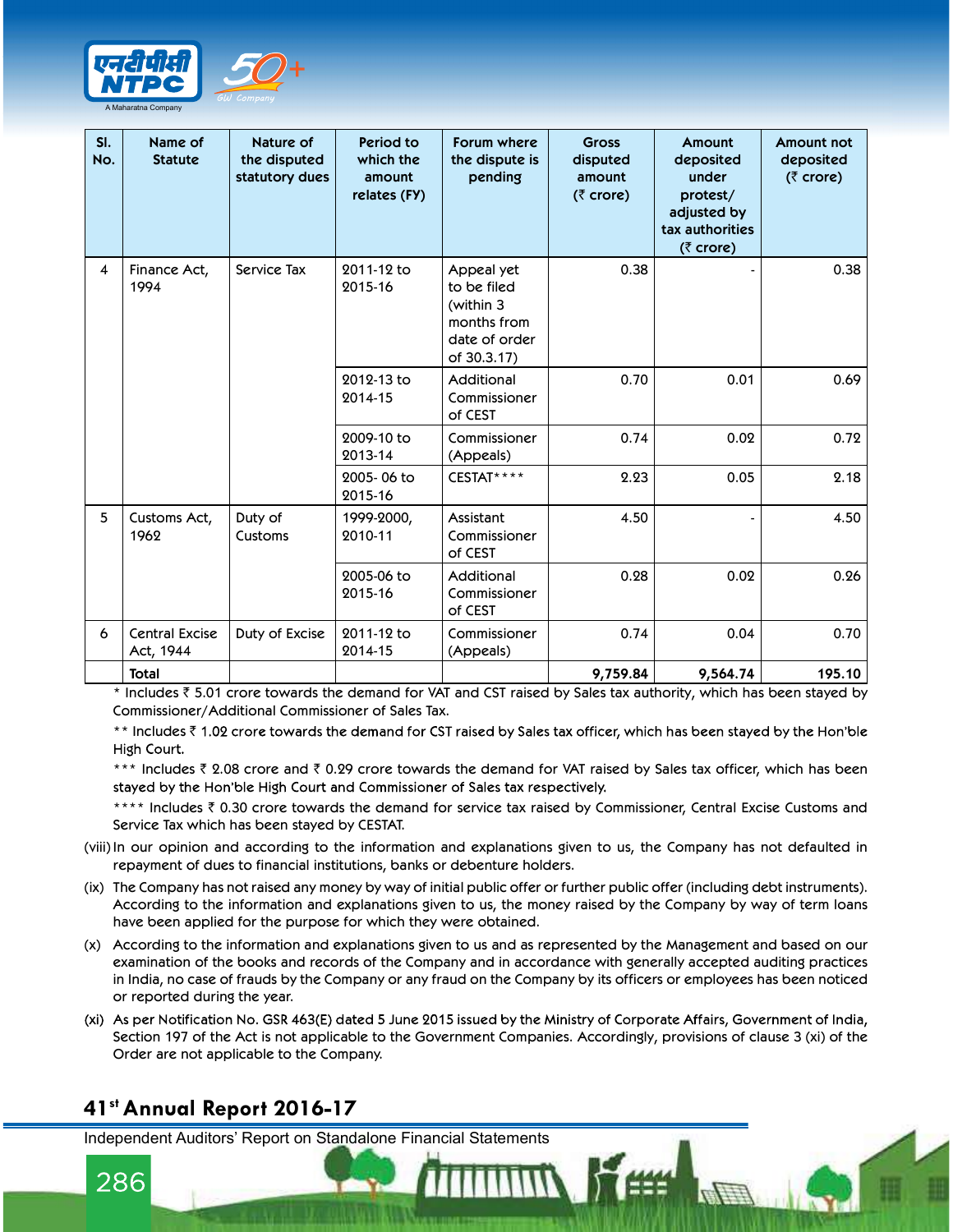| Sl. No. | Name of Statute | Nature of the disputed statutory dues | Period to which the amount relates (FY) | Forum where the dispute is pending | Gross disputed amount (₹ crore) | Amount deposited under protest/ adjusted by tax authorities (₹ crore) | Amount not deposited (₹ crore) |
|---|---|---|---|---|---|---|---|
| 4 | Finance Act, 1994 | Service Tax | 2011-12 to 2015-16 | Appeal yet to be filed (within 3 months from date of order of 30.3.17) | 0.38 | - | 0.38 |
| | | | 2012-13 to 2014-15 | Additional Commissioner of CEST | 0.70 | 0.01 | 0.69 |
| | | | 2009-10 to 2013-14 | Commissioner (Appeals) | 0.74 | 0.02 | 0.72 |
| | | | 2005- 06 to 2015-16 | CESTAT**** | 2.23 | 0.05 | 2.18 |
| 5 | Customs Act, 1962 | Duty of Customs | 1999-2000, 2010-11 | Assistant Commissioner of CEST | 4.50 | - | 4.50 |
| | | | 2005-06 to 2015-16 | Additional Commissioner of CEST | 0.28 | 0.02 | 0.26 |
| 6 | Central Excise Act, 1944 | Duty of Excise | 2011-12 to 2014-15 | Commissioner (Appeals) | 0.74 | 0.04 | 0.70 |
| | **Total** | | | | **9,759.84** | **9,564.74** | **195.10** |

\* Includes ₹ 5.01 crore towards the demand for VAT and CST raised by Sales tax authority, which has been stayed by Commissioner/Additional Commissioner of Sales Tax.

** Includes ₹ 1.02 crore towards the demand for CST raised by Sales tax officer, which has been stayed by the Hon'ble High Court.

*** Includes ₹ 2.08 crore and ₹ 0.29 crore towards the demand for VAT raised by Sales tax officer, which has been stayed by the Hon'ble High Court and Commissioner of Sales tax respectively.

**** Includes ₹ 0.30 crore towards the demand for service tax raised by Commissioner, Central Excise Customs and Service Tax which has been stayed by CESTAT.

(viii) In our opinion and according to the information and explanations given to us, the Company has not defaulted in repayment of dues to financial institutions, banks or debenture holders.

(ix) The Company has not raised any money by way of initial public offer or further public offer (including debt instruments). According to the information and explanations given to us, the money raised by the Company by way of term loans have been applied for the purpose for which they were obtained.

(x) According to the information and explanations given to us and as represented by the Management and based on our examination of the books and records of the Company and in accordance with generally accepted auditing practices in India, no case of frauds by the Company or any fraud on the Company by its officers or employees has been noticed or reported during the year.

(xi) As per Notification No. GSR 463(E) dated 5 June 2015 issued by the Ministry of Corporate Affairs, Government of India, Section 197 of the Act is not applicable to the Government Companies. Accordingly, provisions of clause 3 (xi) of the Order are not applicable to the Company.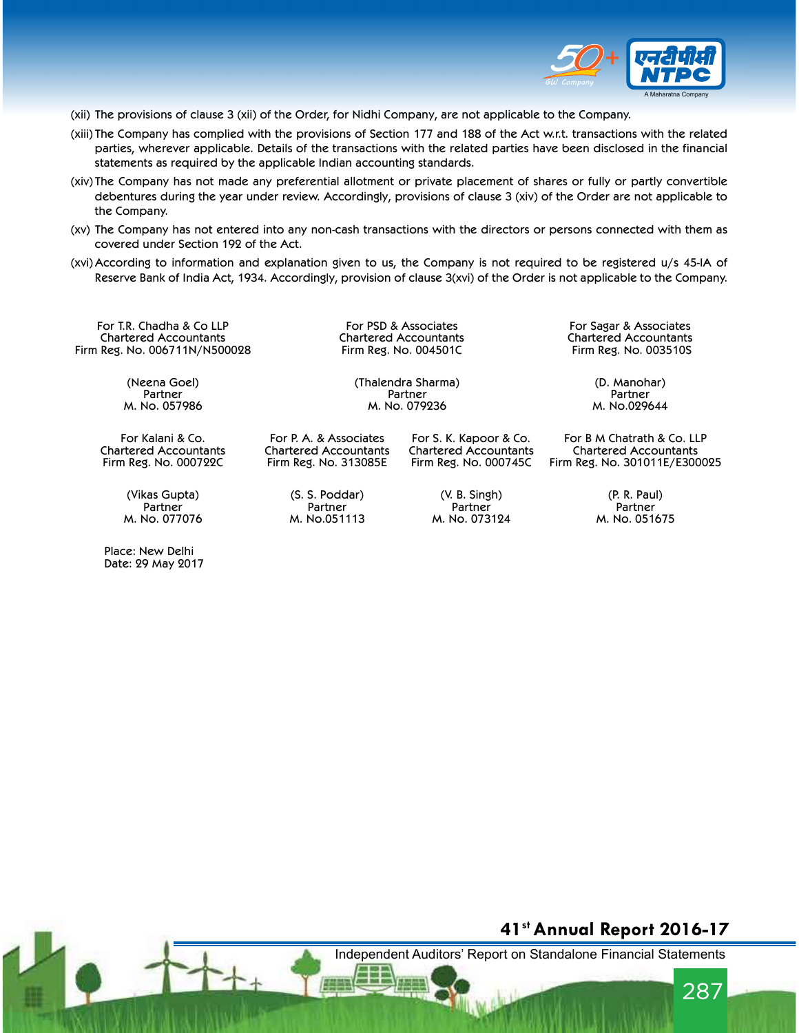(xii) The provisions of clause 3 (xii) of the Order, for Nidhi Company, are not applicable to the Company.

(xiii) The Company has complied with the provisions of Section 177 and 188 of the Act w.r.t. transactions with the related parties, wherever applicable. Details of the transactions with the related parties have been disclosed in the financial statements as required by the applicable Indian accounting standards.

(xiv) The Company has not made any preferential allotment or private placement of shares or fully or partly convertible debentures during the year under review. Accordingly, provisions of clause 3 (xiv) of the Order are not applicable to the Company.

(xv) The Company has not entered into any non-cash transactions with the directors or persons connected with them as covered under Section 192 of the Act.

(xvi) According to information and explanation given to us, the Company is not required to be registered u/s 45-IA of Reserve Bank of India Act, 1934. Accordingly, provision of clause 3(xvi) of the Order is not applicable to the Company.

| For T.R. Chadha & Co LLP<br>Chartered Accountants<br>Firm Reg. No. 006711N/N500028 | For PSD & Associates<br>Chartered Accountants<br>Firm Reg. No. 004501C | For Sagar & Associates<br>Chartered Accountants<br>Firm Reg. No. 003510S |
|---|---|---|
| (Neena Goel)<br>Partner<br>M. No. 057986 | (Thalendra Sharma)<br>Partner<br>M. No. 079236 | (D. Manohar)<br>Partner<br>M. No.029644 |

| For Kalani & Co.<br>Chartered Accountants<br>Firm Reg. No. 000722C | For P. A. & Associates<br>Chartered Accountants<br>Firm Reg. No. 313085E | For S. K. Kapoor & Co.<br>Chartered Accountants<br>Firm Reg. No. 000745C | For B M Chatrath & Co. LLP<br>Chartered Accountants<br>Firm Reg. No. 301011E/E300025 |
|---|---|---|---|
| (Vikas Gupta)<br>Partner<br>M. No. 077076 | (S. S. Poddar)<br>Partner<br>M. No.051113 | (V. B. Singh)<br>Partner<br>M. No. 073124 | (P. R. Paul)<br>Partner<br>M. No. 051675 |

Place: New Delhi
Date: 29 May 2017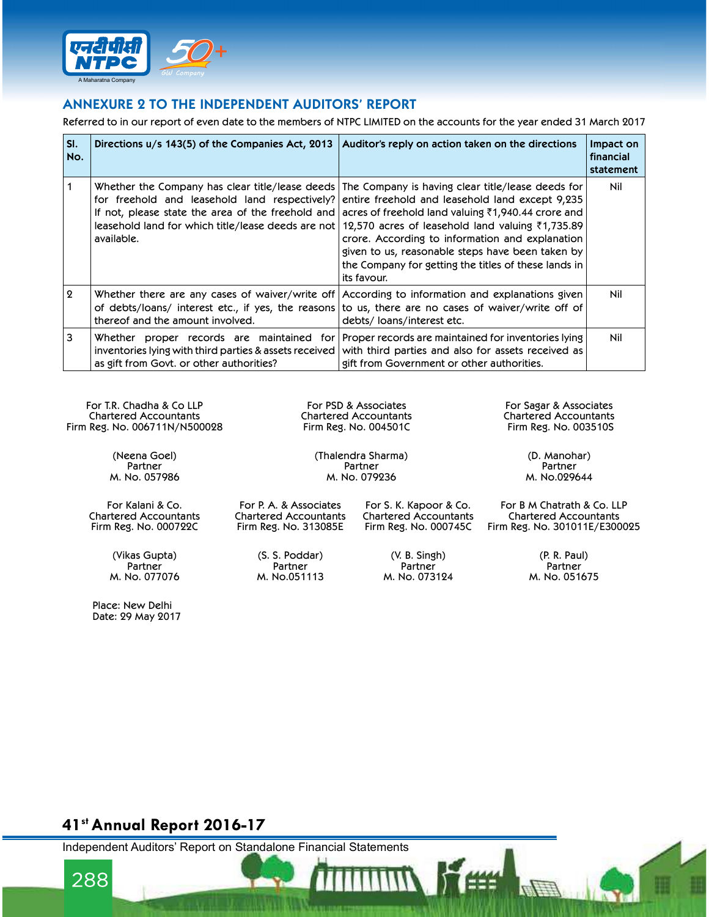## ANNEXURE 2 TO THE INDEPENDENT AUDITORS' REPORT

Referred to in our report of even date to the members of NTPC LIMITED on the accounts for the year ended 31 March 2017

| Sl. No. | Directions u/s 143(5) of the Companies Act, 2013 | Auditor's reply on action taken on the directions | Impact on financial statement |
|---|---|---|---|
| 1 | Whether the Company has clear title/lease deeds for freehold and leasehold land respectively? If not, please state the area of the freehold and leasehold land for which title/lease deeds are not available. | The Company is having clear title/lease deeds for entire freehold and leasehold land except 9,235 acres of freehold land valuing ₹1,940.44 crore and 12,570 acres of leasehold land valuing ₹1,735.89 crore. According to information and explanation given to us, reasonable steps have been taken by the Company for getting the titles of these lands in its favour. | Nil |
| 2 | Whether there are any cases of waiver/write off of debts/loans/ interest etc., if yes, the reasons thereof and the amount involved. | According to information and explanations given to us, there are no cases of waiver/write off of debts/ loans/interest etc. | Nil |
| 3 | Whether proper records are maintained for inventories lying with third parties & assets received as gift from Govt. or other authorities? | Proper records are maintained for inventories lying with third parties and also for assets received as gift from Government or other authorities. | Nil |

For T.R. Chadha & Co LLP
Chartered Accountants
Firm Reg. No. 006711N/N500028

(Neena Goel)
Partner
M. No. 057986

For PSD & Associates
Chartered Accountants
Firm Reg. No. 004501C

(Thalendra Sharma)
Partner
M. No. 079236

For Sagar & Associates
Chartered Accountants
Firm Reg. No. 003510S

(D. Manohar)
Partner
M. No.029644

For Kalani & Co.
Chartered Accountants
Firm Reg. No. 000722C

(Vikas Gupta)
Partner
M. No. 077076

For P. A. & Associates
Chartered Accountants
Firm Reg. No. 313085E

(S. S. Poddar)
Partner
M. No.051113

For S. K. Kapoor & Co.
Chartered Accountants
Firm Reg. No. 000745C

(V. B. Singh)
Partner
M. No. 073124

For B M Chatrath & Co. LLP
Chartered Accountants
Firm Reg. No. 301011E/E300025

(P. R. Paul)
Partner
M. No. 051675

Place: New Delhi
Date: 29 May 2017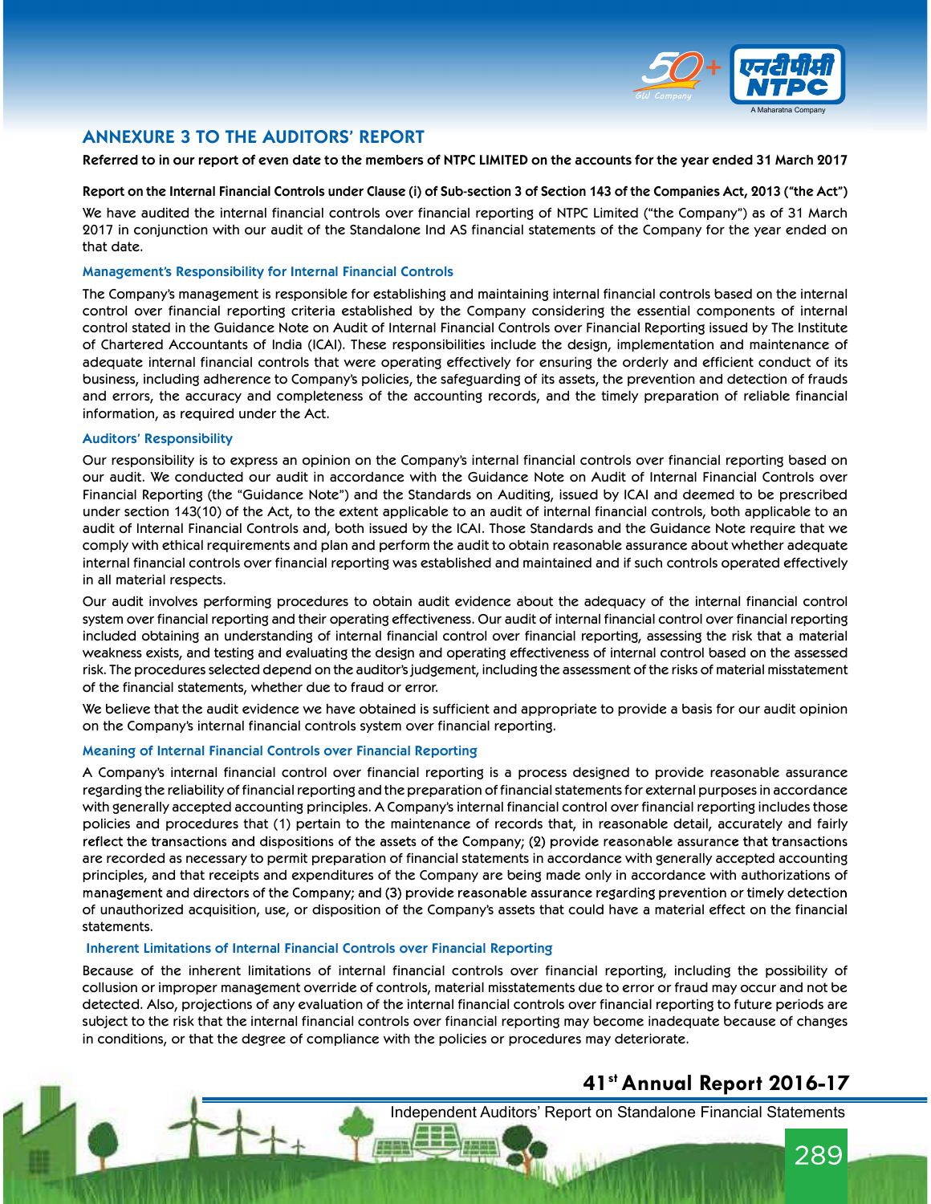# ANNEXURE 3 TO THE AUDITORS' REPORT

**Referred to in our report of even date to the members of NTPC LIMITED on the accounts for the year ended 31 March 2017**

**Report on the Internal Financial Controls under Clause (i) of Sub-section 3 of Section 143 of the Companies Act, 2013 ("the Act")**

We have audited the internal financial controls over financial reporting of NTPC Limited ("the Company") as of 31 March 2017 in conjunction with our audit of the Standalone Ind AS financial statements of the Company for the year ended on that date.

## Management's Responsibility for Internal Financial Controls

The Company's management is responsible for establishing and maintaining internal financial controls based on the internal control over financial reporting criteria established by the Company considering the essential components of internal control stated in the Guidance Note on Audit of Internal Financial Controls over Financial Reporting issued by The Institute of Chartered Accountants of India (ICAI). These responsibilities include the design, implementation and maintenance of adequate internal financial controls that were operating effectively for ensuring the orderly and efficient conduct of its business, including adherence to Company's policies, the safeguarding of its assets, the prevention and detection of frauds and errors, the accuracy and completeness of the accounting records, and the timely preparation of reliable financial information, as required under the Act.

## Auditors' Responsibility

Our responsibility is to express an opinion on the Company's internal financial controls over financial reporting based on our audit. We conducted our audit in accordance with the Guidance Note on Audit of Internal Financial Controls over Financial Reporting (the "Guidance Note") and the Standards on Auditing, issued by ICAI and deemed to be prescribed under section 143(10) of the Act, to the extent applicable to an audit of internal financial controls, both applicable to an audit of Internal Financial Controls and, both issued by the ICAI. Those Standards and the Guidance Note require that we comply with ethical requirements and plan and perform the audit to obtain reasonable assurance about whether adequate internal financial controls over financial reporting was established and maintained and if such controls operated effectively in all material respects.

Our audit involves performing procedures to obtain audit evidence about the adequacy of the internal financial control system over financial reporting and their operating effectiveness. Our audit of internal financial control over financial reporting included obtaining an understanding of internal financial control over financial reporting, assessing the risk that a material weakness exists, and testing and evaluating the design and operating effectiveness of internal control based on the assessed risk. The procedures selected depend on the auditor's judgement, including the assessment of the risks of material misstatement of the financial statements, whether due to fraud or error.

We believe that the audit evidence we have obtained is sufficient and appropriate to provide a basis for our audit opinion on the Company's internal financial controls system over financial reporting.

## Meaning of Internal Financial Controls over Financial Reporting

A Company's internal financial control over financial reporting is a process designed to provide reasonable assurance regarding the reliability of financial reporting and the preparation of financial statements for external purposes in accordance with generally accepted accounting principles. A Company's internal financial control over financial reporting includes those policies and procedures that (1) pertain to the maintenance of records that, in reasonable detail, accurately and fairly reflect the transactions and dispositions of the assets of the Company; (2) provide reasonable assurance that transactions are recorded as necessary to permit preparation of financial statements in accordance with generally accepted accounting principles, and that receipts and expenditures of the Company are being made only in accordance with authorizations of management and directors of the Company; and (3) provide reasonable assurance regarding prevention or timely detection of unauthorized acquisition, use, or disposition of the Company's assets that could have a material effect on the financial statements.

## Inherent Limitations of Internal Financial Controls over Financial Reporting

Because of the inherent limitations of internal financial controls over financial reporting, including the possibility of collusion or improper management override of controls, material misstatements due to error or fraud may occur and not be detected. Also, projections of any evaluation of the internal financial controls over financial reporting to future periods are subject to the risk that the internal financial controls over financial reporting may become inadequate because of changes in conditions, or that the degree of compliance with the policies or procedures may deteriorate.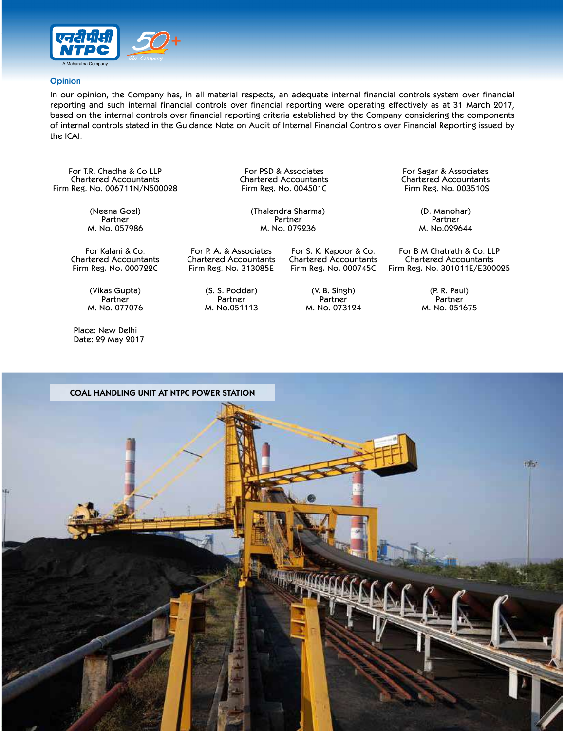### Opinion

In our opinion, the Company has, in all material respects, an adequate internal financial controls system over financial reporting and such internal financial controls over financial reporting were operating effectively as at 31 March 2017, based on the internal controls over financial reporting criteria established by the Company considering the components of internal controls stated in the Guidance Note on Audit of Internal Financial Controls over Financial Reporting issued by the ICAI.

For T.R. Chadha & Co LLP
Chartered Accountants
Firm Reg. No. 006711N/N500028

(Neena Goel)
Partner
M. No. 057986

For PSD & Associates
Chartered Accountants
Firm Reg. No. 004501C

(Thalendra Sharma)
Partner
M. No. 079236

For Sagar & Associates
Chartered Accountants
Firm Reg. No. 003510S

(D. Manohar)
Partner
M. No.029644

For Kalani & Co.
Chartered Accountants
Firm Reg. No. 000722C

(Vikas Gupta)
Partner
M. No. 077076

For P. A. & Associates
Chartered Accountants
Firm Reg. No. 313085E

(S. S. Poddar)
Partner
M. No.051113

For S. K. Kapoor & Co.
Chartered Accountants
Firm Reg. No. 000745C

(V. B. Singh)
Partner
M. No. 073124

For B M Chatrath & Co. LLP
Chartered Accountants
Firm Reg. No. 301011E/E300025

(P. R. Paul)
Partner
M. No. 051675

Place: New Delhi
Date: 29 May 2017

COAL HANDLING UNIT AT NTPC POWER STATION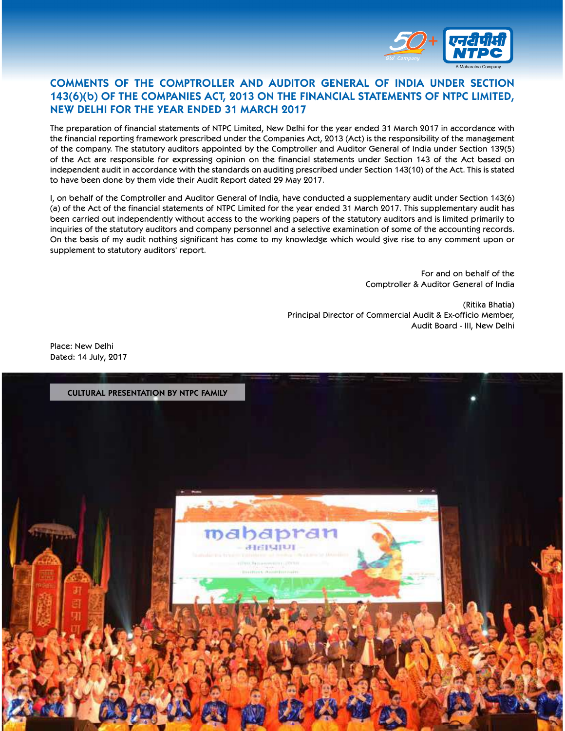# COMMENTS OF THE COMPTROLLER AND AUDITOR GENERAL OF INDIA UNDER SECTION 143(6)(b) OF THE COMPANIES ACT, 2013 ON THE FINANCIAL STATEMENTS OF NTPC LIMITED, NEW DELHI FOR THE YEAR ENDED 31 MARCH 2017

The preparation of financial statements of NTPC Limited, New Delhi for the year ended 31 March 2017 in accordance with the financial reporting framework prescribed under the Companies Act, 2013 (Act) is the responsibility of the management of the company. The statutory auditors appointed by the Comptroller and Auditor General of India under Section 139(5) of the Act are responsible for expressing opinion on the financial statements under Section 143 of the Act based on independent audit in accordance with the standards on auditing prescribed under Section 143(10) of the Act. This is stated to have been done by them vide their Audit Report dated 29 May 2017.

I, on behalf of the Comptroller and Auditor General of India, have conducted a supplementary audit under Section 143(6)(a) of the Act of the financial statements of NTPC Limited for the year ended 31 March 2017. This supplementary audit has been carried out independently without access to the working papers of the statutory auditors and is limited primarily to inquiries of the statutory auditors and company personnel and a selective examination of some of the accounting records. On the basis of my audit nothing significant has come to my knowledge which would give rise to any comment upon or supplement to statutory auditors' report.

For and on behalf of the
Comptroller & Auditor General of India

(Ritika Bhatia)
Principal Director of Commercial Audit & Ex-officio Member,
Audit Board - III, New Delhi

Place: New Delhi
Dated: 14 July, 2017

CULTURAL PRESENTATION BY NTPC FAMILY